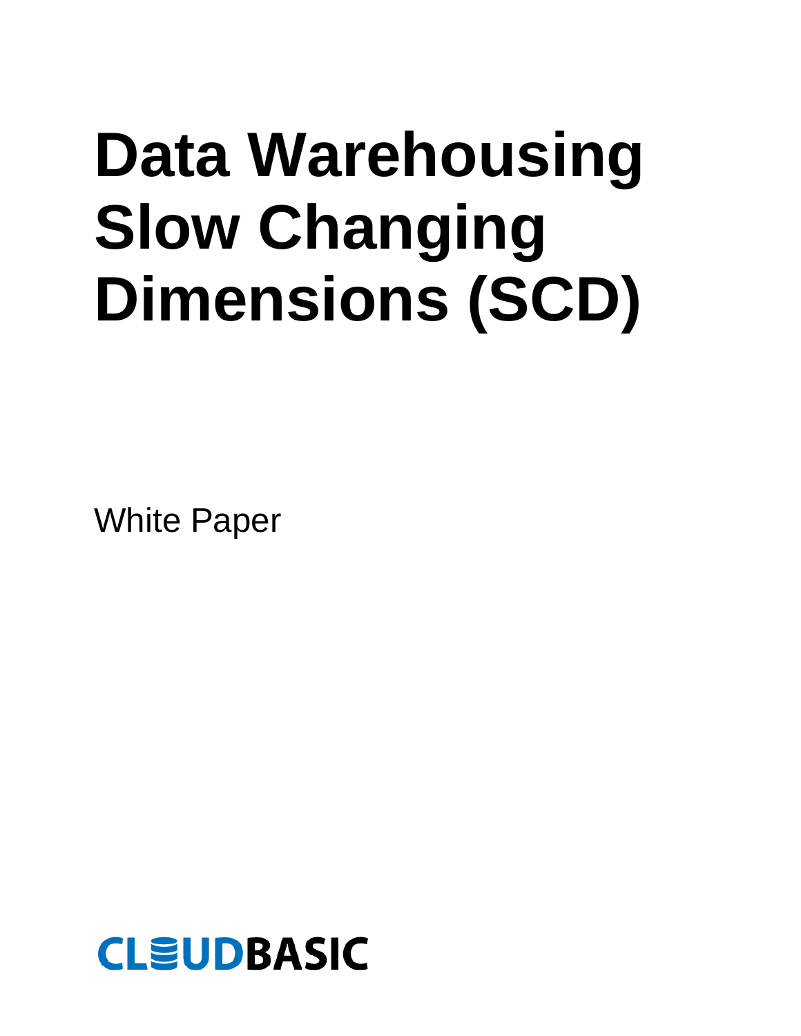# Data Warehousing Slow Changing Dimensions (SCD)

White Paper

CLOUDBASIC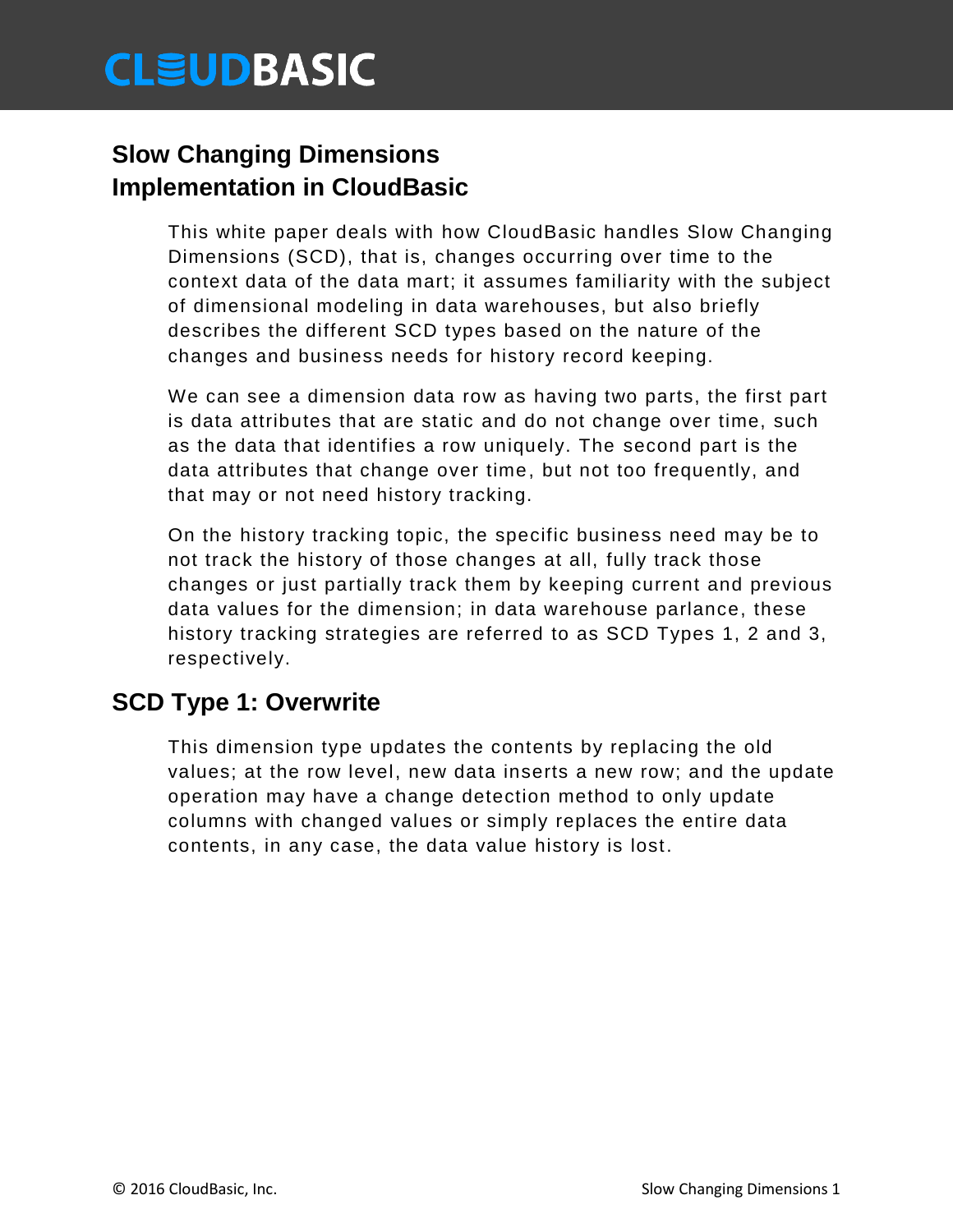# Slow Changing Dimensions Implementation in CloudBasic

This white paper deals with how CloudBasic handles Slow Changing Dimensions (SCD), that is, changes occurring over time to the context data of the data mart; it assumes familiarity with the subject of dimensional modeling in data warehouses, but also briefly describes the different SCD types based on the nature of the changes and business needs for history record keeping.

We can see a dimension data row as having two parts, the first part is data attributes that are static and do not change over time, such as the data that identifies a row uniquely. The second part is the data attributes that change over time, but not too frequently, and that may or not need history tracking.

On the history tracking topic, the specific business need may be to not track the history of those changes at all, fully track those changes or just partially track them by keeping current and previous data values for the dimension; in data warehouse parlance, these history tracking strategies are referred to as SCD Types 1, 2 and 3, respectively.

## SCD Type 1: Overwrite

This dimension type updates the contents by replacing the old values; at the row level, new data inserts a new row; and the update operation may have a change detection method to only update columns with changed values or simply replaces the entire data contents, in any case, the data value history is lost.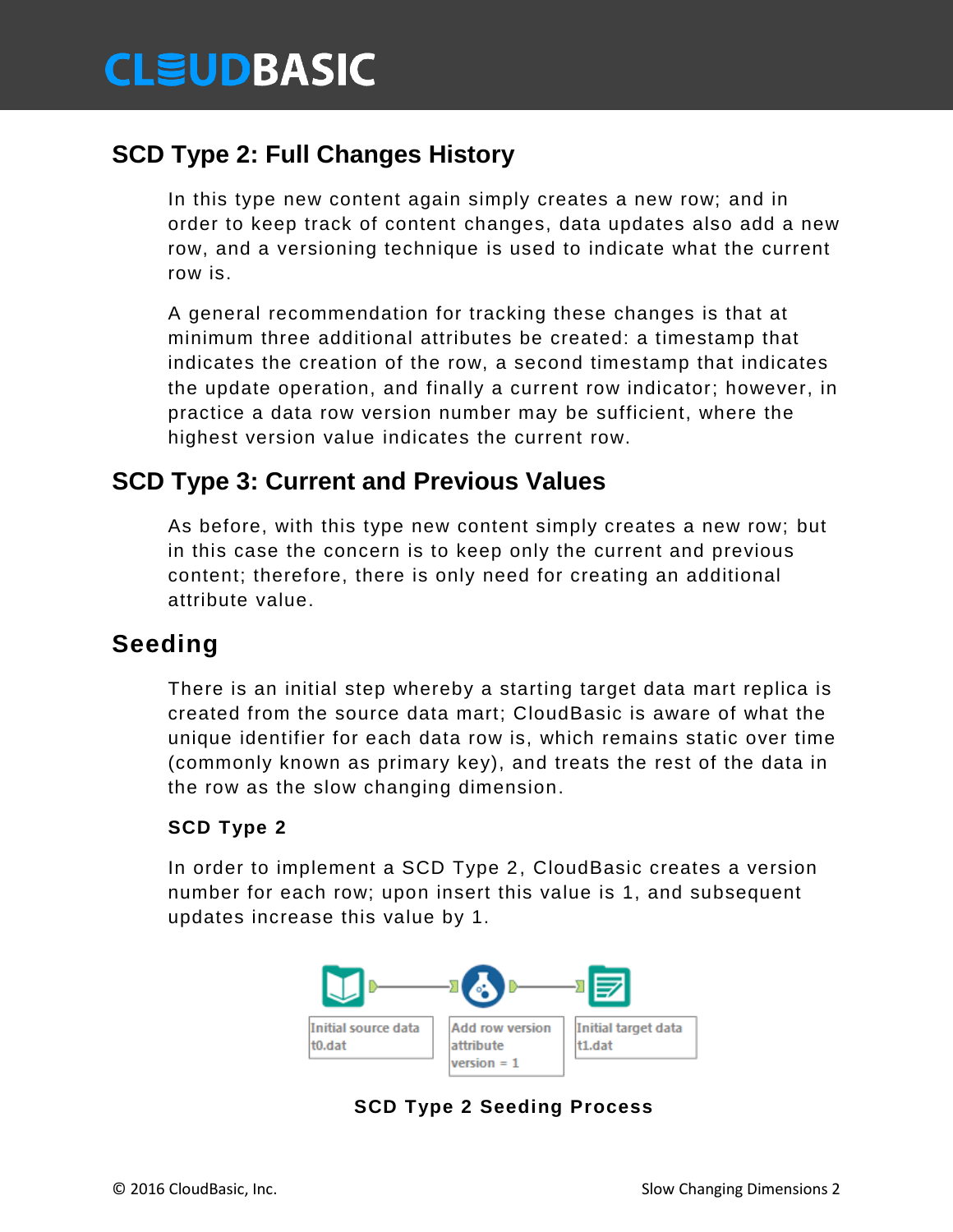## SCD Type 2: Full Changes History

In this type new content again simply creates a new row; and in order to keep track of content changes, data updates also add a new row, and a versioning technique is used to indicate what the current row is.

A general recommendation for tracking these changes is that at minimum three additional attributes be created: a timestamp that indicates the creation of the row, a second timestamp that indicates the update operation, and finally a current row indicator; however, in practice a data row version number may be sufficient, where the highest version value indicates the current row.

## SCD Type 3: Current and Previous Values

As before, with this type new content simply creates a new row; but in this case the concern is to keep only the current and previous content; therefore, there is only need for creating an additional attribute value.

## Seeding

There is an initial step whereby a starting target data mart replica is created from the source data mart; CloudBasic is aware of what the unique identifier for each data row is, which remains static over time (commonly known as primary key), and treats the rest of the data in the row as the slow changing dimension.

### SCD Type 2

In order to implement a SCD Type 2, CloudBasic creates a version number for each row; upon insert this value is 1, and subsequent updates increase this value by 1.

Initial source data t0.dat → Add row version attribute version = 1 → Initial target data t1.dat

**SCD Type 2 Seeding Process**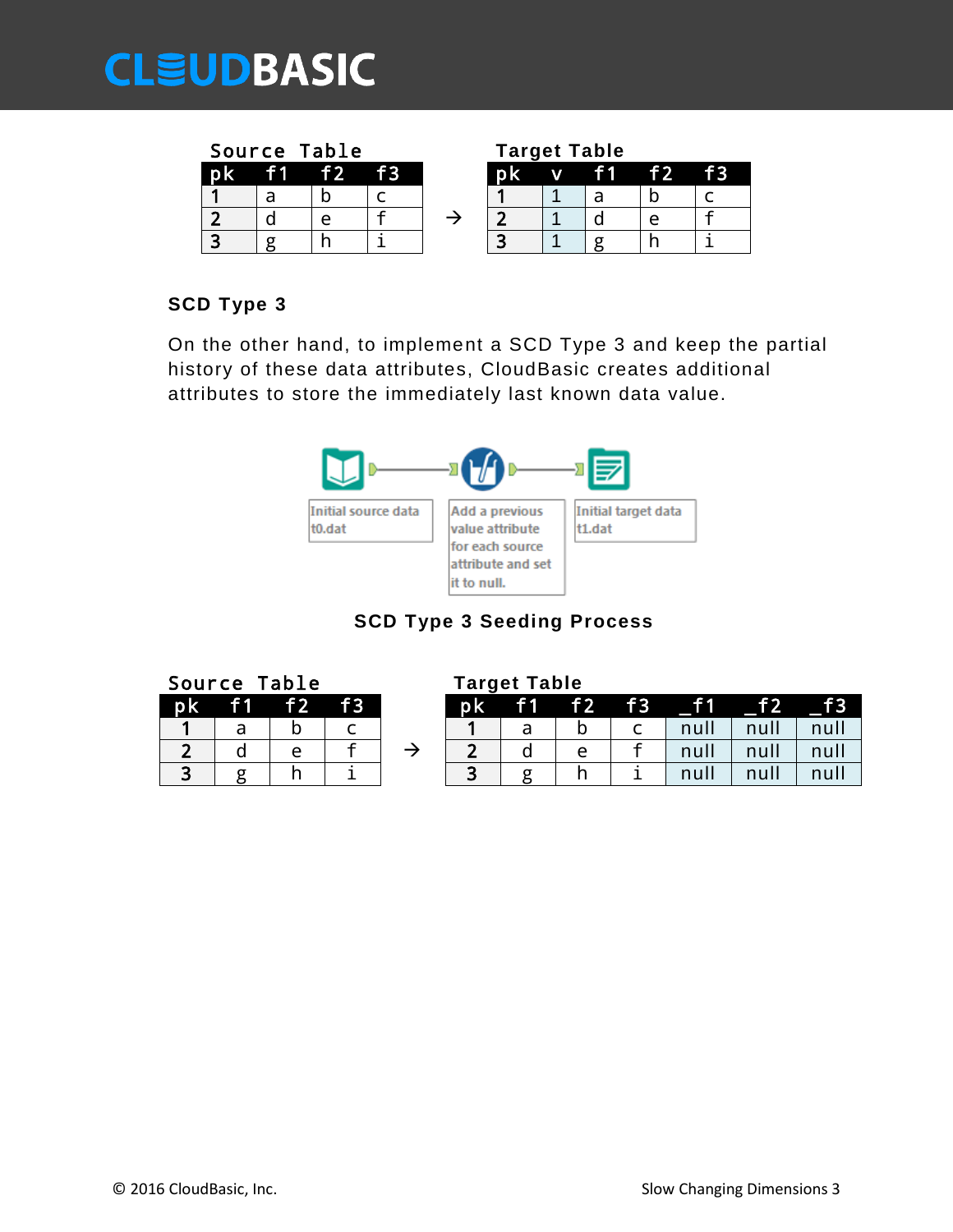**Source Table**

| pk | f1 | f2 | f3 |
|---|---|---|---|
| 1 | a | b | c |
| 2 | d | e | f |
| 3 | g | h | i |

→

**Target Table**

| pk | v | f1 | f2 | f3 |
|---|---|---|---|---|
| 1 | 1 | a | b | c |
| 2 | 1 | d | e | f |
| 3 | 1 | g | h | i |

### SCD Type 3

On the other hand, to implement a SCD Type 3 and keep the partial history of these data attributes, CloudBasic creates additional attributes to store the immediately last known data value.

Initial source data t0.dat → Add a previous value attribute for each source attribute and set it to null. → Initial target data t1.dat

**SCD Type 3 Seeding Process**

**Source Table**

| pk | f1 | f2 | f3 |
|---|---|---|---|
| 1 | a | b | c |
| 2 | d | e | f |
| 3 | g | h | i |

→

**Target Table**

| pk | f1 | f2 | f3 | _f1 | _f2 | _f3 |
|---|---|---|---|---|---|---|
| 1 | a | b | c | null | null | null |
| 2 | d | e | f | null | null | null |
| 3 | g | h | i | null | null | null |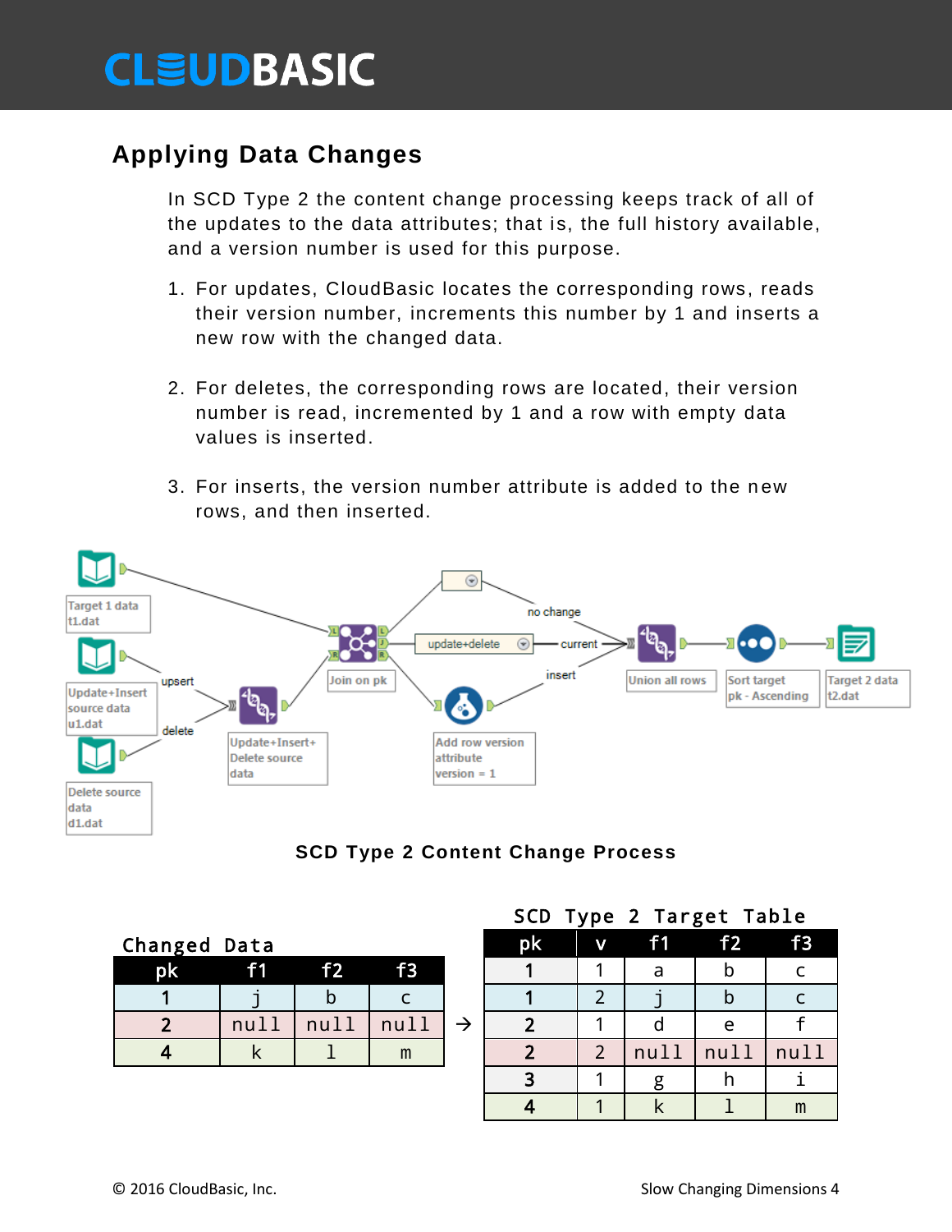## Applying Data Changes

In SCD Type 2 the content change processing keeps track of all of the updates to the data attributes; that is, the full history available, and a version number is used for this purpose.

1. For updates, CloudBasic locates the corresponding rows, reads their version number, increments this number by 1 and inserts a new row with the changed data.
2. For deletes, the corresponding rows are located, their version number is read, incremented by 1 and a row with empty data values is inserted.
3. For inserts, the version number attribute is added to the new rows, and then inserted.

**SCD Type 2 Content Change Process**

Changed Data

| pk | f1 | f2 | f3 |
|---|---|---|---|
| 1 | j | b | c |
| 2 | null | null | null |
| 4 | k | l | m |

→

SCD Type 2 Target Table

| pk | v | f1 | f2 | f3 |
|---|---|---|---|---|
| 1 | 1 | a | b | c |
| 1 | 2 | j | b | c |
| 2 | 1 | d | e | f |
| 2 | 2 | null | null | null |
| 3 | 1 | g | h | i |
| 4 | 1 | k | l | m |

© 2016 CloudBasic, Inc.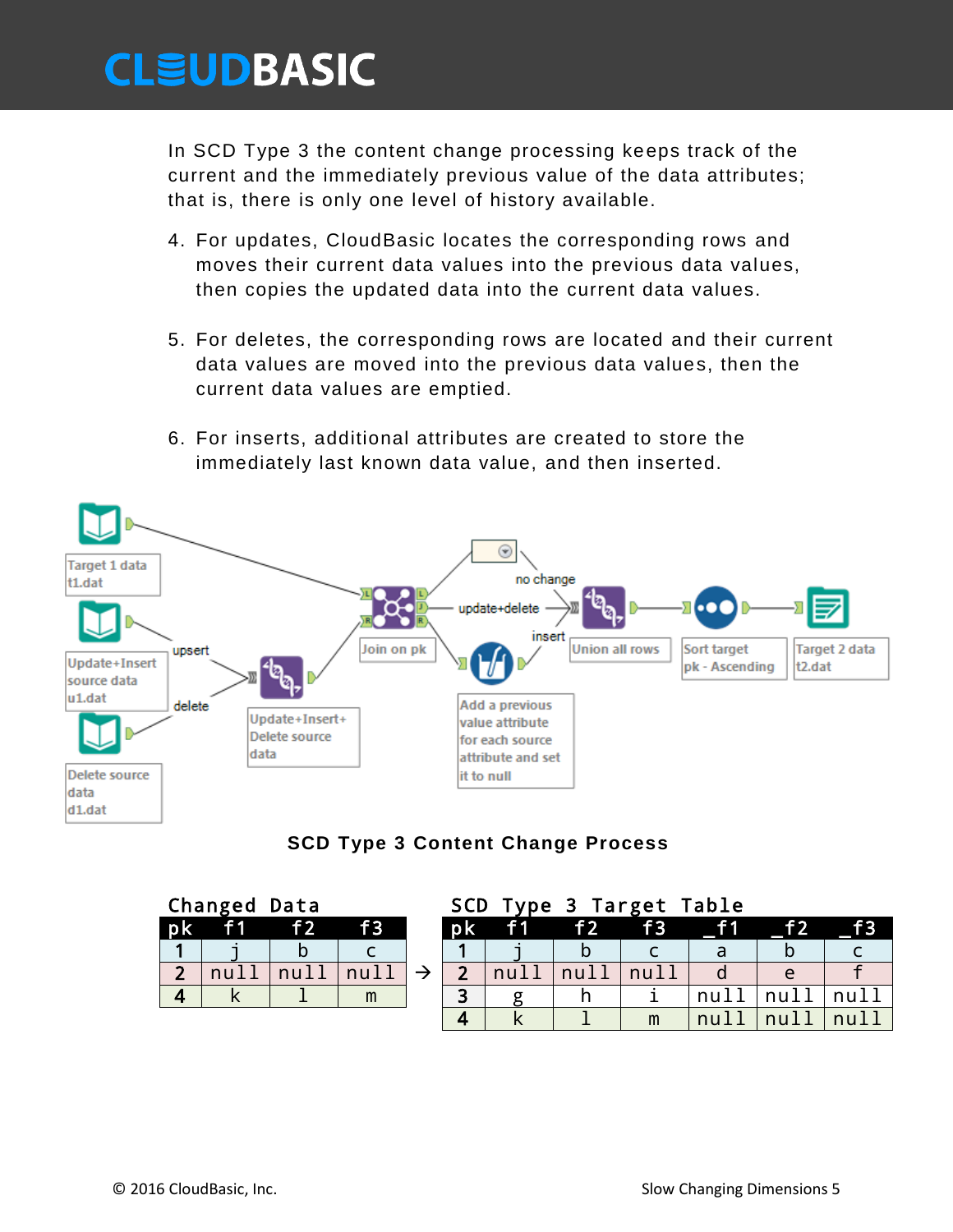In SCD Type 3 the content change processing keeps track of the current and the immediately previous value of the data attributes; that is, there is only one level of history available.

4. For updates, CloudBasic locates the corresponding rows and moves their current data values into the previous data values, then copies the updated data into the current data values.

5. For deletes, the corresponding rows are located and their current data values are moved into the previous data values, then the current data values are emptied.

6. For inserts, additional attributes are created to store the immediately last known data value, and then inserted.

**SCD Type 3 Content Change Process**

Changed Data

| pk | f1 | f2 | f3 |
|---|---|---|---|
| 1 | j | b | c |
| 2 | null | null | null |
| 4 | k | l | m |

→

SCD Type 3 Target Table

| pk | f1 | f2 | f3 | _f1 | _f2 | _f3 |
|---|---|---|---|---|---|---|
| 1 | j | b | c | a | b | c |
| 2 | null | null | null | d | e | f |
| 3 | g | h | i | null | null | null |
| 4 | k | l | m | null | null | null |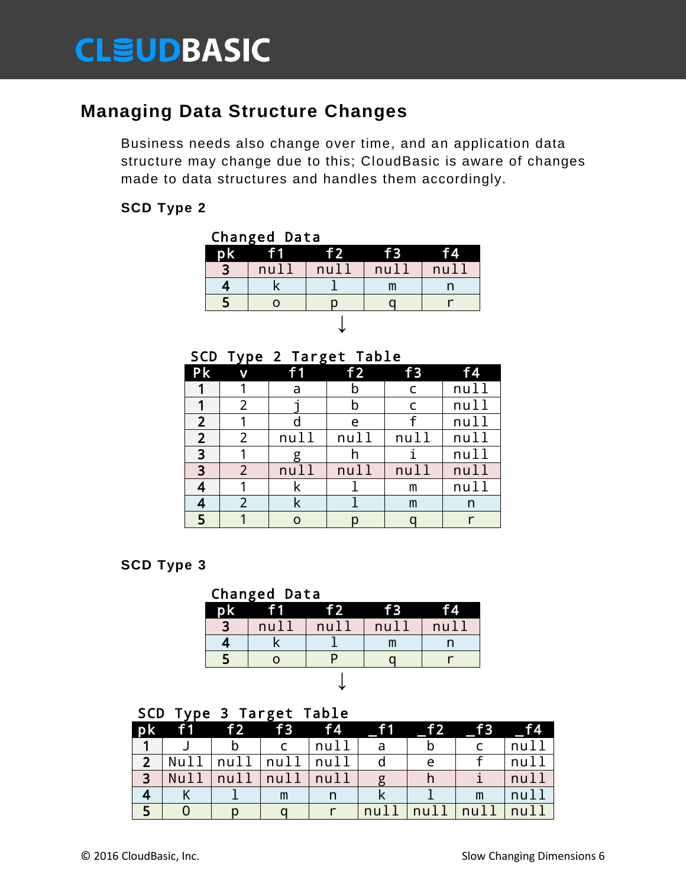## Managing Data Structure Changes

Business needs also change over time, and an application data structure may change due to this; CloudBasic is aware of changes made to data structures and handles them accordingly.

### SCD Type 2

Changed Data

| pk | f1 | f2 | f3 | f4 |
|---|---|---|---|---|
| 3 | null | null | null | null |
| 4 | k | l | m | n |
| 5 | o | p | q | r |

↓

SCD Type 2 Target Table

| Pk | v | f1 | f2 | f3 | f4 |
|---|---|---|---|---|---|
| 1 | 1 | a | b | c | null |
| 1 | 2 | j | b | c | null |
| 2 | 1 | d | e | f | null |
| 2 | 2 | null | null | null | null |
| 3 | 1 | g | h | i | null |
| 3 | 2 | null | null | null | null |
| 4 | 1 | k | l | m | null |
| 4 | 2 | k | l | m | n |
| 5 | 1 | o | p | q | r |

### SCD Type 3

Changed Data

| pk | f1 | f2 | f3 | f4 |
|---|---|---|---|---|
| 3 | null | null | null | null |
| 4 | k | l | m | n |
| 5 | o | P | q | r |

↓

SCD Type 3 Target Table

| pk | f1 | f2 | f3 | f4 | _f1 | _f2 | _f3 | _f4 |
|---|---|---|---|---|---|---|---|---|
| 1 | J | b | c | null | a | b | c | null |
| 2 | Null | null | null | null | d | e | f | null |
| 3 | Null | null | null | null | g | h | i | null |
| 4 | K | l | m | n | k | l | m | null |
| 5 | O | p | q | r | null | null | null | null |

© 2016 CloudBasic, Inc.